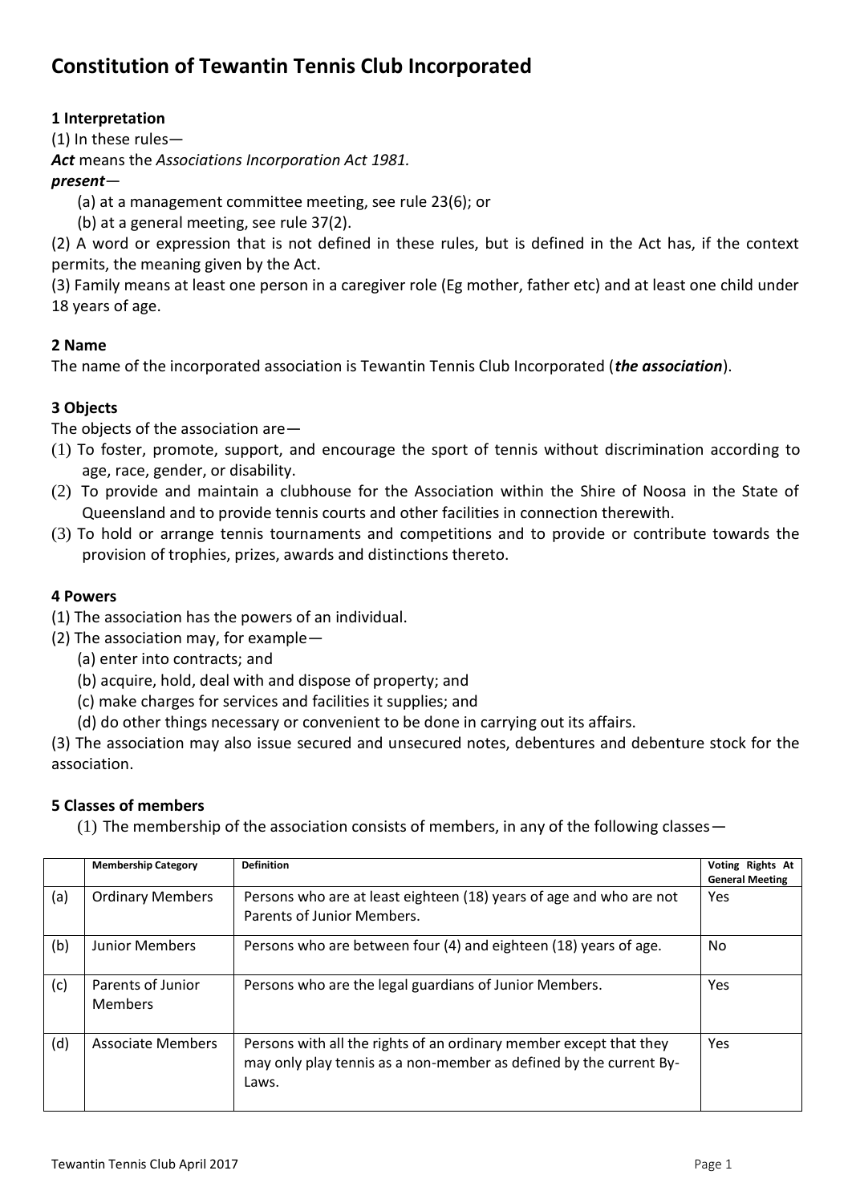# Constitution of Tewantin Tennis Club Incorporated

### 1 Interpretation

(1) In these rules—

***Act*** means the *Associations Incorporation Act 1981.*

***present***—

(a) at a management committee meeting, see rule 23(6); or

(b) at a general meeting, see rule 37(2).

(2) A word or expression that is not defined in these rules, but is defined in the Act has, if the context permits, the meaning given by the Act.

(3) Family means at least one person in a caregiver role (Eg mother, father etc) and at least one child under 18 years of age.

### 2 Name

The name of the incorporated association is Tewantin Tennis Club Incorporated (***the association***).

### 3 Objects

The objects of the association are—

(1) To foster, promote, support, and encourage the sport of tennis without discrimination according to age, race, gender, or disability.

(2) To provide and maintain a clubhouse for the Association within the Shire of Noosa in the State of Queensland and to provide tennis courts and other facilities in connection therewith.

(3) To hold or arrange tennis tournaments and competitions and to provide or contribute towards the provision of trophies, prizes, awards and distinctions thereto.

### 4 Powers

(1) The association has the powers of an individual.

(2) The association may, for example—

(a) enter into contracts; and

(b) acquire, hold, deal with and dispose of property; and

(c) make charges for services and facilities it supplies; and

(d) do other things necessary or convenient to be done in carrying out its affairs.

(3) The association may also issue secured and unsecured notes, debentures and debenture stock for the association.

### 5 Classes of members

(1) The membership of the association consists of members, in any of the following classes—

| | Membership Category | Definition | Voting Rights At General Meeting |
|---|---|---|---|
| (a) | Ordinary Members | Persons who are at least eighteen (18) years of age and who are not Parents of Junior Members. | Yes |
| (b) | Junior Members | Persons who are between four (4) and eighteen (18) years of age. | No |
| (c) | Parents of Junior Members | Persons who are the legal guardians of Junior Members. | Yes |
| (d) | Associate Members | Persons with all the rights of an ordinary member except that they may only play tennis as a non-member as defined by the current By-Laws. | Yes |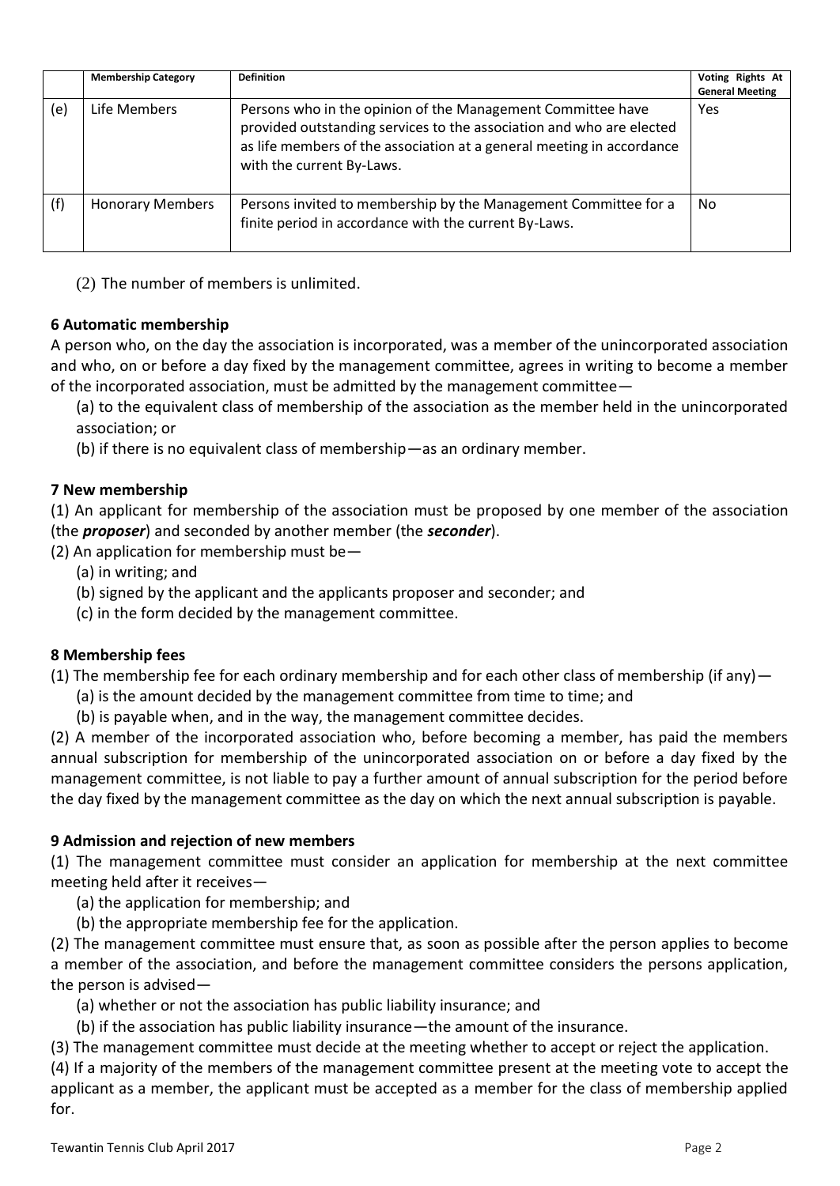| | Membership Category | Definition | Voting Rights At General Meeting |
|---|---|---|---|
| (e) | Life Members | Persons who in the opinion of the Management Committee have provided outstanding services to the association and who are elected as life members of the association at a general meeting in accordance with the current By-Laws. | Yes |
| (f) | Honorary Members | Persons invited to membership by the Management Committee for a finite period in accordance with the current By-Laws. | No |

(2) The number of members is unlimited.

**6 Automatic membership**

A person who, on the day the association is incorporated, was a member of the unincorporated association and who, on or before a day fixed by the management committee, agrees in writing to become a member of the incorporated association, must be admitted by the management committee—

(a) to the equivalent class of membership of the association as the member held in the unincorporated association; or

(b) if there is no equivalent class of membership—as an ordinary member.

**7 New membership**

(1) An applicant for membership of the association must be proposed by one member of the association (the ***proposer***) and seconded by another member (the ***seconder***).

(2) An application for membership must be—

(a) in writing; and

(b) signed by the applicant and the applicants proposer and seconder; and

(c) in the form decided by the management committee.

**8 Membership fees**

(1) The membership fee for each ordinary membership and for each other class of membership (if any)—

(a) is the amount decided by the management committee from time to time; and

(b) is payable when, and in the way, the management committee decides.

(2) A member of the incorporated association who, before becoming a member, has paid the members annual subscription for membership of the unincorporated association on or before a day fixed by the management committee, is not liable to pay a further amount of annual subscription for the period before the day fixed by the management committee as the day on which the next annual subscription is payable.

**9 Admission and rejection of new members**

(1) The management committee must consider an application for membership at the next committee meeting held after it receives—

(a) the application for membership; and

(b) the appropriate membership fee for the application.

(2) The management committee must ensure that, as soon as possible after the person applies to become a member of the association, and before the management committee considers the persons application, the person is advised—

(a) whether or not the association has public liability insurance; and

(b) if the association has public liability insurance—the amount of the insurance.

(3) The management committee must decide at the meeting whether to accept or reject the application.

(4) If a majority of the members of the management committee present at the meeting vote to accept the applicant as a member, the applicant must be accepted as a member for the class of membership applied for.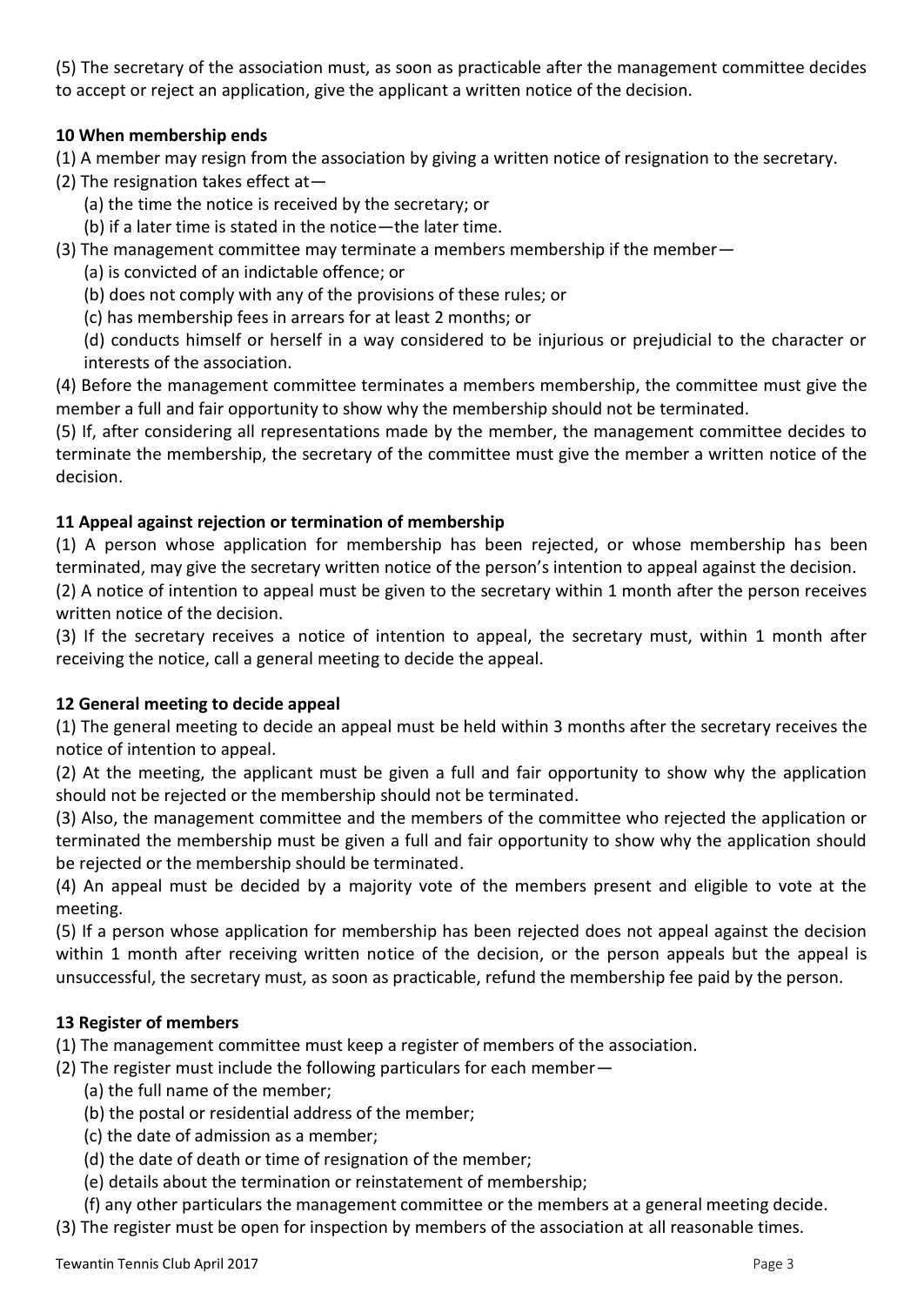(5) The secretary of the association must, as soon as practicable after the management committee decides to accept or reject an application, give the applicant a written notice of the decision.

**10 When membership ends**

(1) A member may resign from the association by giving a written notice of resignation to the secretary.

(2) The resignation takes effect at—

(a) the time the notice is received by the secretary; or

(b) if a later time is stated in the notice—the later time.

(3) The management committee may terminate a members membership if the member—

(a) is convicted of an indictable offence; or

(b) does not comply with any of the provisions of these rules; or

(c) has membership fees in arrears for at least 2 months; or

(d) conducts himself or herself in a way considered to be injurious or prejudicial to the character or interests of the association.

(4) Before the management committee terminates a members membership, the committee must give the member a full and fair opportunity to show why the membership should not be terminated.

(5) If, after considering all representations made by the member, the management committee decides to terminate the membership, the secretary of the committee must give the member a written notice of the decision.

**11 Appeal against rejection or termination of membership**

(1) A person whose application for membership has been rejected, or whose membership has been terminated, may give the secretary written notice of the person's intention to appeal against the decision.

(2) A notice of intention to appeal must be given to the secretary within 1 month after the person receives written notice of the decision.

(3) If the secretary receives a notice of intention to appeal, the secretary must, within 1 month after receiving the notice, call a general meeting to decide the appeal.

**12 General meeting to decide appeal**

(1) The general meeting to decide an appeal must be held within 3 months after the secretary receives the notice of intention to appeal.

(2) At the meeting, the applicant must be given a full and fair opportunity to show why the application should not be rejected or the membership should not be terminated.

(3) Also, the management committee and the members of the committee who rejected the application or terminated the membership must be given a full and fair opportunity to show why the application should be rejected or the membership should be terminated.

(4) An appeal must be decided by a majority vote of the members present and eligible to vote at the meeting.

(5) If a person whose application for membership has been rejected does not appeal against the decision within 1 month after receiving written notice of the decision, or the person appeals but the appeal is unsuccessful, the secretary must, as soon as practicable, refund the membership fee paid by the person.

**13 Register of members**

(1) The management committee must keep a register of members of the association.

(2) The register must include the following particulars for each member—

(a) the full name of the member;

(b) the postal or residential address of the member;

(c) the date of admission as a member;

(d) the date of death or time of resignation of the member;

(e) details about the termination or reinstatement of membership;

(f) any other particulars the management committee or the members at a general meeting decide.

(3) The register must be open for inspection by members of the association at all reasonable times.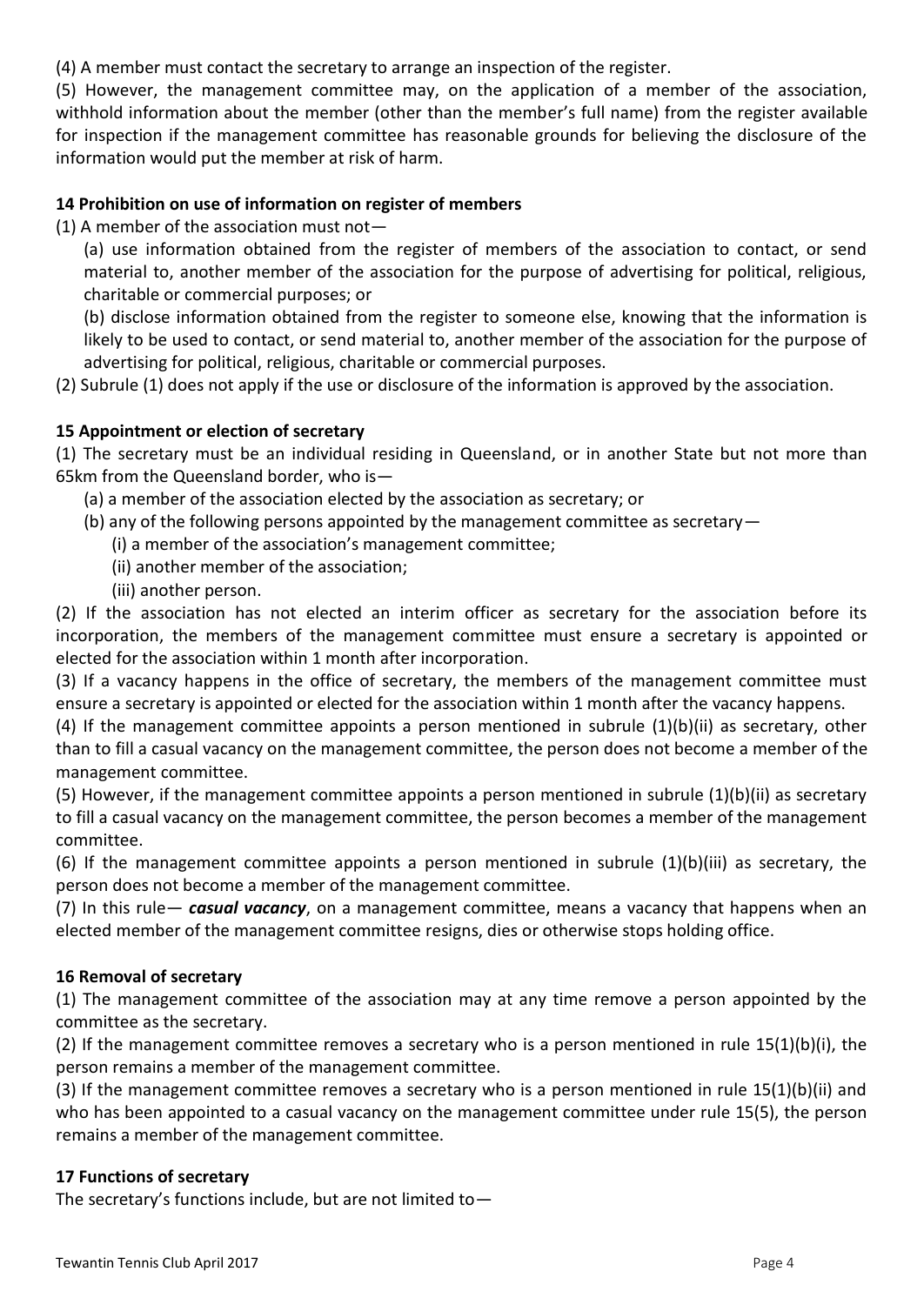(4) A member must contact the secretary to arrange an inspection of the register.

(5) However, the management committee may, on the application of a member of the association, withhold information about the member (other than the member's full name) from the register available for inspection if the management committee has reasonable grounds for believing the disclosure of the information would put the member at risk of harm.

**14 Prohibition on use of information on register of members**

(1) A member of the association must not—

(a) use information obtained from the register of members of the association to contact, or send material to, another member of the association for the purpose of advertising for political, religious, charitable or commercial purposes; or

(b) disclose information obtained from the register to someone else, knowing that the information is likely to be used to contact, or send material to, another member of the association for the purpose of advertising for political, religious, charitable or commercial purposes.

(2) Subrule (1) does not apply if the use or disclosure of the information is approved by the association.

**15 Appointment or election of secretary**

(1) The secretary must be an individual residing in Queensland, or in another State but not more than 65km from the Queensland border, who is—

(a) a member of the association elected by the association as secretary; or

(b) any of the following persons appointed by the management committee as secretary—

(i) a member of the association's management committee;

(ii) another member of the association;

(iii) another person.

(2) If the association has not elected an interim officer as secretary for the association before its incorporation, the members of the management committee must ensure a secretary is appointed or elected for the association within 1 month after incorporation.

(3) If a vacancy happens in the office of secretary, the members of the management committee must ensure a secretary is appointed or elected for the association within 1 month after the vacancy happens.

(4) If the management committee appoints a person mentioned in subrule (1)(b)(ii) as secretary, other than to fill a casual vacancy on the management committee, the person does not become a member of the management committee.

(5) However, if the management committee appoints a person mentioned in subrule (1)(b)(ii) as secretary to fill a casual vacancy on the management committee, the person becomes a member of the management committee.

(6) If the management committee appoints a person mentioned in subrule (1)(b)(iii) as secretary, the person does not become a member of the management committee.

(7) In this rule— ***casual vacancy***, on a management committee, means a vacancy that happens when an elected member of the management committee resigns, dies or otherwise stops holding office.

**16 Removal of secretary**

(1) The management committee of the association may at any time remove a person appointed by the committee as the secretary.

(2) If the management committee removes a secretary who is a person mentioned in rule 15(1)(b)(i), the person remains a member of the management committee.

(3) If the management committee removes a secretary who is a person mentioned in rule 15(1)(b)(ii) and who has been appointed to a casual vacancy on the management committee under rule 15(5), the person remains a member of the management committee.

**17 Functions of secretary**

The secretary's functions include, but are not limited to—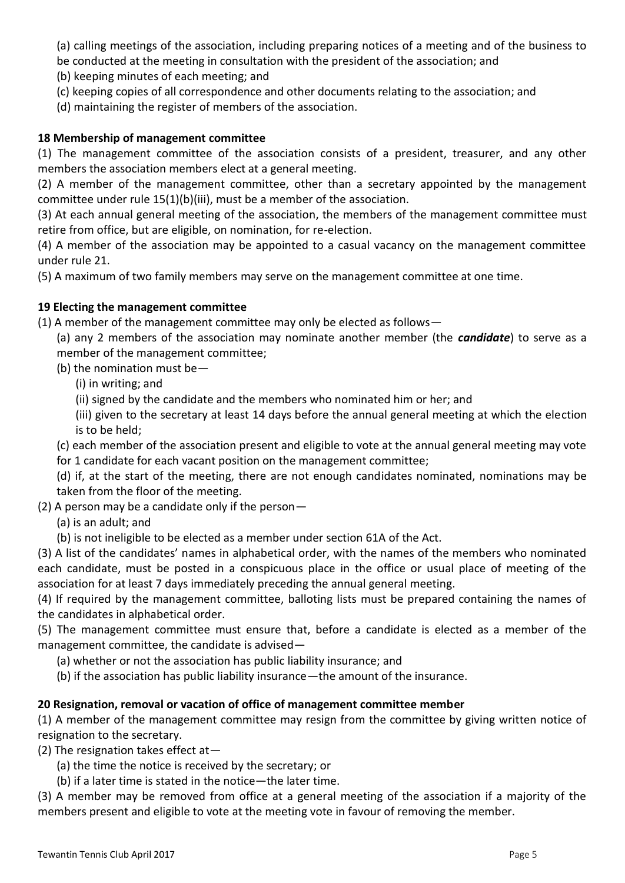(a) calling meetings of the association, including preparing notices of a meeting and of the business to be conducted at the meeting in consultation with the president of the association; and

(b) keeping minutes of each meeting; and

(c) keeping copies of all correspondence and other documents relating to the association; and

(d) maintaining the register of members of the association.

**18 Membership of management committee**

(1) The management committee of the association consists of a president, treasurer, and any other members the association members elect at a general meeting.

(2) A member of the management committee, other than a secretary appointed by the management committee under rule 15(1)(b)(iii), must be a member of the association.

(3) At each annual general meeting of the association, the members of the management committee must retire from office, but are eligible, on nomination, for re-election.

(4) A member of the association may be appointed to a casual vacancy on the management committee under rule 21.

(5) A maximum of two family members may serve on the management committee at one time.

**19 Electing the management committee**

(1) A member of the management committee may only be elected as follows—

(a) any 2 members of the association may nominate another member (the ***candidate***) to serve as a member of the management committee;

(b) the nomination must be—

(i) in writing; and

(ii) signed by the candidate and the members who nominated him or her; and

(iii) given to the secretary at least 14 days before the annual general meeting at which the election is to be held;

(c) each member of the association present and eligible to vote at the annual general meeting may vote for 1 candidate for each vacant position on the management committee;

(d) if, at the start of the meeting, there are not enough candidates nominated, nominations may be taken from the floor of the meeting.

(2) A person may be a candidate only if the person—

(a) is an adult; and

(b) is not ineligible to be elected as a member under section 61A of the Act.

(3) A list of the candidates' names in alphabetical order, with the names of the members who nominated each candidate, must be posted in a conspicuous place in the office or usual place of meeting of the association for at least 7 days immediately preceding the annual general meeting.

(4) If required by the management committee, balloting lists must be prepared containing the names of the candidates in alphabetical order.

(5) The management committee must ensure that, before a candidate is elected as a member of the management committee, the candidate is advised—

(a) whether or not the association has public liability insurance; and

(b) if the association has public liability insurance—the amount of the insurance.

**20 Resignation, removal or vacation of office of management committee member**

(1) A member of the management committee may resign from the committee by giving written notice of resignation to the secretary.

(2) The resignation takes effect at—

(a) the time the notice is received by the secretary; or

(b) if a later time is stated in the notice—the later time.

(3) A member may be removed from office at a general meeting of the association if a majority of the members present and eligible to vote at the meeting vote in favour of removing the member.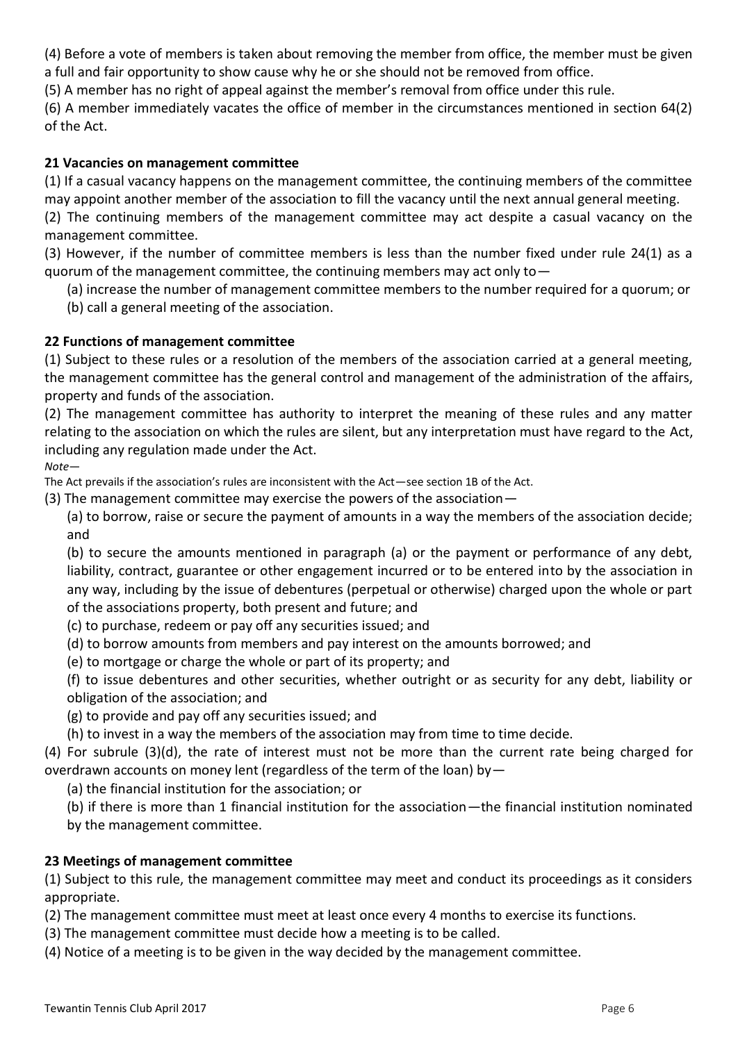(4) Before a vote of members is taken about removing the member from office, the member must be given a full and fair opportunity to show cause why he or she should not be removed from office.

(5) A member has no right of appeal against the member's removal from office under this rule.

(6) A member immediately vacates the office of member in the circumstances mentioned in section 64(2) of the Act.

**21 Vacancies on management committee**

(1) If a casual vacancy happens on the management committee, the continuing members of the committee may appoint another member of the association to fill the vacancy until the next annual general meeting.

(2) The continuing members of the management committee may act despite a casual vacancy on the management committee.

(3) However, if the number of committee members is less than the number fixed under rule 24(1) as a quorum of the management committee, the continuing members may act only to—

(a) increase the number of management committee members to the number required for a quorum; or

(b) call a general meeting of the association.

**22 Functions of management committee**

(1) Subject to these rules or a resolution of the members of the association carried at a general meeting, the management committee has the general control and management of the administration of the affairs, property and funds of the association.

(2) The management committee has authority to interpret the meaning of these rules and any matter relating to the association on which the rules are silent, but any interpretation must have regard to the Act, including any regulation made under the Act.

*Note—*

The Act prevails if the association's rules are inconsistent with the Act—see section 1B of the Act.

(3) The management committee may exercise the powers of the association—

(a) to borrow, raise or secure the payment of amounts in a way the members of the association decide; and

(b) to secure the amounts mentioned in paragraph (a) or the payment or performance of any debt, liability, contract, guarantee or other engagement incurred or to be entered into by the association in any way, including by the issue of debentures (perpetual or otherwise) charged upon the whole or part of the associations property, both present and future; and

(c) to purchase, redeem or pay off any securities issued; and

(d) to borrow amounts from members and pay interest on the amounts borrowed; and

(e) to mortgage or charge the whole or part of its property; and

(f) to issue debentures and other securities, whether outright or as security for any debt, liability or obligation of the association; and

(g) to provide and pay off any securities issued; and

(h) to invest in a way the members of the association may from time to time decide.

(4) For subrule (3)(d), the rate of interest must not be more than the current rate being charged for overdrawn accounts on money lent (regardless of the term of the loan) by—

(a) the financial institution for the association; or

(b) if there is more than 1 financial institution for the association—the financial institution nominated by the management committee.

**23 Meetings of management committee**

(1) Subject to this rule, the management committee may meet and conduct its proceedings as it considers appropriate.

(2) The management committee must meet at least once every 4 months to exercise its functions.

(3) The management committee must decide how a meeting is to be called.

(4) Notice of a meeting is to be given in the way decided by the management committee.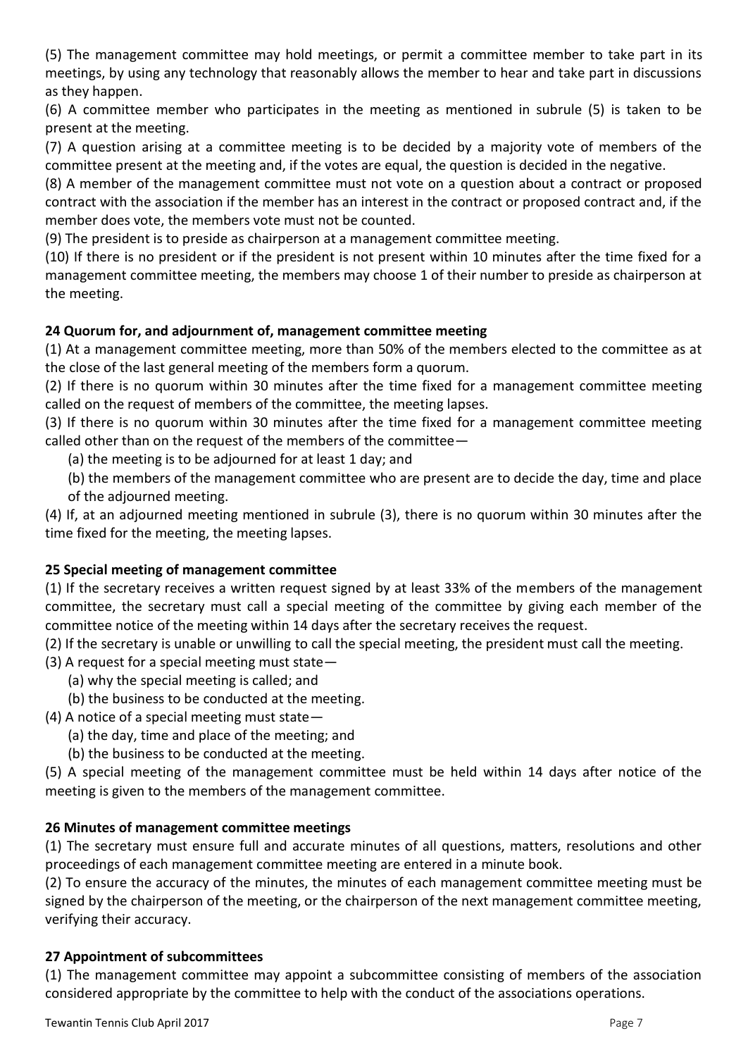(5) The management committee may hold meetings, or permit a committee member to take part in its meetings, by using any technology that reasonably allows the member to hear and take part in discussions as they happen.

(6) A committee member who participates in the meeting as mentioned in subrule (5) is taken to be present at the meeting.

(7) A question arising at a committee meeting is to be decided by a majority vote of members of the committee present at the meeting and, if the votes are equal, the question is decided in the negative.

(8) A member of the management committee must not vote on a question about a contract or proposed contract with the association if the member has an interest in the contract or proposed contract and, if the member does vote, the members vote must not be counted.

(9) The president is to preside as chairperson at a management committee meeting.

(10) If there is no president or if the president is not present within 10 minutes after the time fixed for a management committee meeting, the members may choose 1 of their number to preside as chairperson at the meeting.

**24 Quorum for, and adjournment of, management committee meeting**

(1) At a management committee meeting, more than 50% of the members elected to the committee as at the close of the last general meeting of the members form a quorum.

(2) If there is no quorum within 30 minutes after the time fixed for a management committee meeting called on the request of members of the committee, the meeting lapses.

(3) If there is no quorum within 30 minutes after the time fixed for a management committee meeting called other than on the request of the members of the committee—

(a) the meeting is to be adjourned for at least 1 day; and

(b) the members of the management committee who are present are to decide the day, time and place of the adjourned meeting.

(4) If, at an adjourned meeting mentioned in subrule (3), there is no quorum within 30 minutes after the time fixed for the meeting, the meeting lapses.

**25 Special meeting of management committee**

(1) If the secretary receives a written request signed by at least 33% of the members of the management committee, the secretary must call a special meeting of the committee by giving each member of the committee notice of the meeting within 14 days after the secretary receives the request.

(2) If the secretary is unable or unwilling to call the special meeting, the president must call the meeting.

(3) A request for a special meeting must state—

(a) why the special meeting is called; and

(b) the business to be conducted at the meeting.

(4) A notice of a special meeting must state—

(a) the day, time and place of the meeting; and

(b) the business to be conducted at the meeting.

(5) A special meeting of the management committee must be held within 14 days after notice of the meeting is given to the members of the management committee.

**26 Minutes of management committee meetings**

(1) The secretary must ensure full and accurate minutes of all questions, matters, resolutions and other proceedings of each management committee meeting are entered in a minute book.

(2) To ensure the accuracy of the minutes, the minutes of each management committee meeting must be signed by the chairperson of the meeting, or the chairperson of the next management committee meeting, verifying their accuracy.

**27 Appointment of subcommittees**

(1) The management committee may appoint a subcommittee consisting of members of the association considered appropriate by the committee to help with the conduct of the associations operations.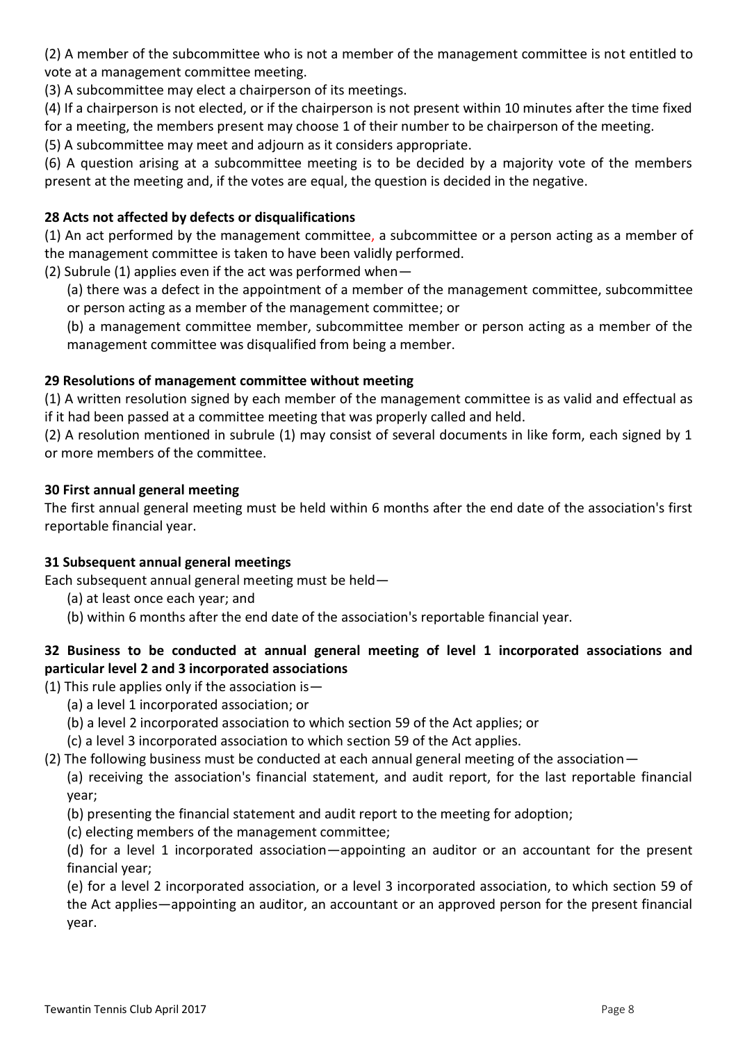(2) A member of the subcommittee who is not a member of the management committee is not entitled to vote at a management committee meeting.

(3) A subcommittee may elect a chairperson of its meetings.

(4) If a chairperson is not elected, or if the chairperson is not present within 10 minutes after the time fixed for a meeting, the members present may choose 1 of their number to be chairperson of the meeting.

(5) A subcommittee may meet and adjourn as it considers appropriate.

(6) A question arising at a subcommittee meeting is to be decided by a majority vote of the members present at the meeting and, if the votes are equal, the question is decided in the negative.

**28 Acts not affected by defects or disqualifications**

(1) An act performed by the management committee, a subcommittee or a person acting as a member of the management committee is taken to have been validly performed.

(2) Subrule (1) applies even if the act was performed when—

(a) there was a defect in the appointment of a member of the management committee, subcommittee or person acting as a member of the management committee; or

(b) a management committee member, subcommittee member or person acting as a member of the management committee was disqualified from being a member.

**29 Resolutions of management committee without meeting**

(1) A written resolution signed by each member of the management committee is as valid and effectual as if it had been passed at a committee meeting that was properly called and held.

(2) A resolution mentioned in subrule (1) may consist of several documents in like form, each signed by 1 or more members of the committee.

**30 First annual general meeting**

The first annual general meeting must be held within 6 months after the end date of the association's first reportable financial year.

**31 Subsequent annual general meetings**

Each subsequent annual general meeting must be held—

(a) at least once each year; and

(b) within 6 months after the end date of the association's reportable financial year.

**32 Business to be conducted at annual general meeting of level 1 incorporated associations and particular level 2 and 3 incorporated associations**

(1) This rule applies only if the association is—

(a) a level 1 incorporated association; or

(b) a level 2 incorporated association to which section 59 of the Act applies; or

(c) a level 3 incorporated association to which section 59 of the Act applies.

(2) The following business must be conducted at each annual general meeting of the association—

(a) receiving the association's financial statement, and audit report, for the last reportable financial year;

(b) presenting the financial statement and audit report to the meeting for adoption;

(c) electing members of the management committee;

(d) for a level 1 incorporated association—appointing an auditor or an accountant for the present financial year;

(e) for a level 2 incorporated association, or a level 3 incorporated association, to which section 59 of the Act applies—appointing an auditor, an accountant or an approved person for the present financial year.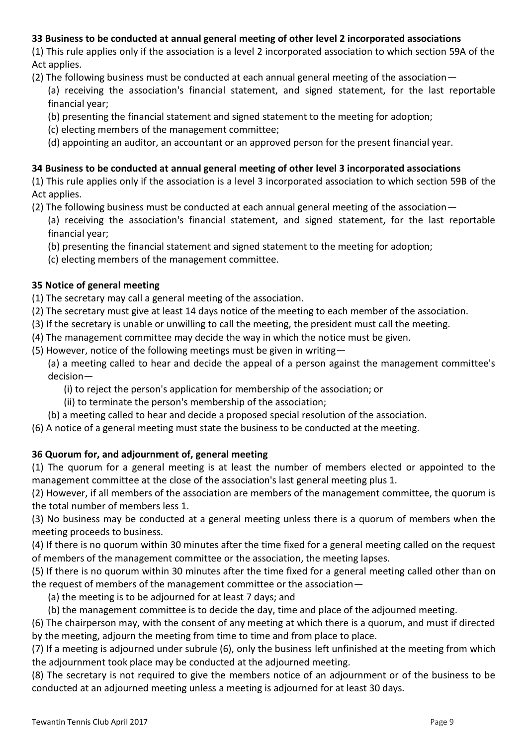**33 Business to be conducted at annual general meeting of other level 2 incorporated associations**

(1) This rule applies only if the association is a level 2 incorporated association to which section 59A of the Act applies.

(2) The following business must be conducted at each annual general meeting of the association—

(a) receiving the association's financial statement, and signed statement, for the last reportable financial year;

(b) presenting the financial statement and signed statement to the meeting for adoption;

(c) electing members of the management committee;

(d) appointing an auditor, an accountant or an approved person for the present financial year.

**34 Business to be conducted at annual general meeting of other level 3 incorporated associations**

(1) This rule applies only if the association is a level 3 incorporated association to which section 59B of the Act applies.

(2) The following business must be conducted at each annual general meeting of the association—

(a) receiving the association's financial statement, and signed statement, for the last reportable financial year;

(b) presenting the financial statement and signed statement to the meeting for adoption;

(c) electing members of the management committee.

**35 Notice of general meeting**

(1) The secretary may call a general meeting of the association.

(2) The secretary must give at least 14 days notice of the meeting to each member of the association.

(3) If the secretary is unable or unwilling to call the meeting, the president must call the meeting.

(4) The management committee may decide the way in which the notice must be given.

(5) However, notice of the following meetings must be given in writing—

(a) a meeting called to hear and decide the appeal of a person against the management committee's decision—

(i) to reject the person's application for membership of the association; or

(ii) to terminate the person's membership of the association;

(b) a meeting called to hear and decide a proposed special resolution of the association.

(6) A notice of a general meeting must state the business to be conducted at the meeting.

**36 Quorum for, and adjournment of, general meeting**

(1) The quorum for a general meeting is at least the number of members elected or appointed to the management committee at the close of the association's last general meeting plus 1.

(2) However, if all members of the association are members of the management committee, the quorum is the total number of members less 1.

(3) No business may be conducted at a general meeting unless there is a quorum of members when the meeting proceeds to business.

(4) If there is no quorum within 30 minutes after the time fixed for a general meeting called on the request of members of the management committee or the association, the meeting lapses.

(5) If there is no quorum within 30 minutes after the time fixed for a general meeting called other than on the request of members of the management committee or the association—

(a) the meeting is to be adjourned for at least 7 days; and

(b) the management committee is to decide the day, time and place of the adjourned meeting.

(6) The chairperson may, with the consent of any meeting at which there is a quorum, and must if directed by the meeting, adjourn the meeting from time to time and from place to place.

(7) If a meeting is adjourned under subrule (6), only the business left unfinished at the meeting from which the adjournment took place may be conducted at the adjourned meeting.

(8) The secretary is not required to give the members notice of an adjournment or of the business to be conducted at an adjourned meeting unless a meeting is adjourned for at least 30 days.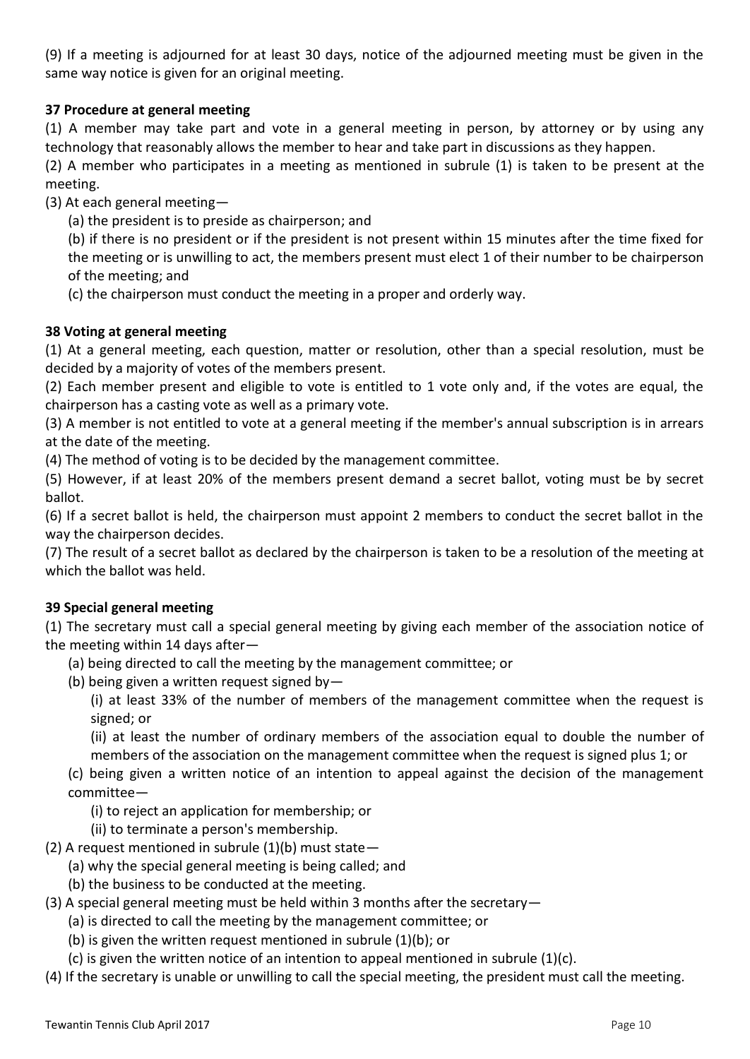(9) If a meeting is adjourned for at least 30 days, notice of the adjourned meeting must be given in the same way notice is given for an original meeting.

**37 Procedure at general meeting**

(1) A member may take part and vote in a general meeting in person, by attorney or by using any technology that reasonably allows the member to hear and take part in discussions as they happen.

(2) A member who participates in a meeting as mentioned in subrule (1) is taken to be present at the meeting.

(3) At each general meeting—

(a) the president is to preside as chairperson; and

(b) if there is no president or if the president is not present within 15 minutes after the time fixed for the meeting or is unwilling to act, the members present must elect 1 of their number to be chairperson of the meeting; and

(c) the chairperson must conduct the meeting in a proper and orderly way.

**38 Voting at general meeting**

(1) At a general meeting, each question, matter or resolution, other than a special resolution, must be decided by a majority of votes of the members present.

(2) Each member present and eligible to vote is entitled to 1 vote only and, if the votes are equal, the chairperson has a casting vote as well as a primary vote.

(3) A member is not entitled to vote at a general meeting if the member's annual subscription is in arrears at the date of the meeting.

(4) The method of voting is to be decided by the management committee.

(5) However, if at least 20% of the members present demand a secret ballot, voting must be by secret ballot.

(6) If a secret ballot is held, the chairperson must appoint 2 members to conduct the secret ballot in the way the chairperson decides.

(7) The result of a secret ballot as declared by the chairperson is taken to be a resolution of the meeting at which the ballot was held.

**39 Special general meeting**

(1) The secretary must call a special general meeting by giving each member of the association notice of the meeting within 14 days after—

(a) being directed to call the meeting by the management committee; or

(b) being given a written request signed by—

(i) at least 33% of the number of members of the management committee when the request is signed; or

(ii) at least the number of ordinary members of the association equal to double the number of members of the association on the management committee when the request is signed plus 1; or

(c) being given a written notice of an intention to appeal against the decision of the management committee—

(i) to reject an application for membership; or

(ii) to terminate a person's membership.

(2) A request mentioned in subrule (1)(b) must state—

(a) why the special general meeting is being called; and

(b) the business to be conducted at the meeting.

(3) A special general meeting must be held within 3 months after the secretary—

(a) is directed to call the meeting by the management committee; or

(b) is given the written request mentioned in subrule (1)(b); or

(c) is given the written notice of an intention to appeal mentioned in subrule (1)(c).

(4) If the secretary is unable or unwilling to call the special meeting, the president must call the meeting.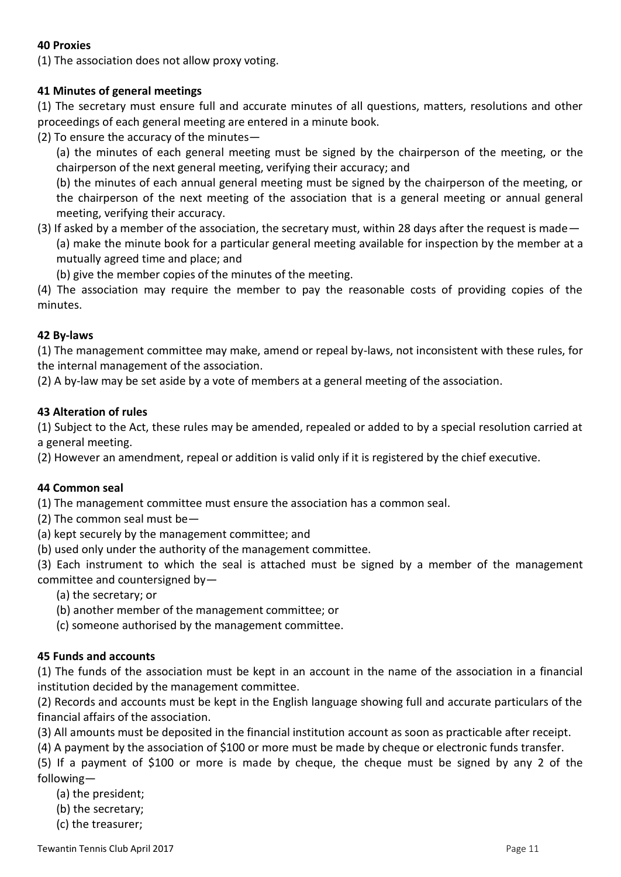**40 Proxies**

(1) The association does not allow proxy voting.

**41 Minutes of general meetings**

(1) The secretary must ensure full and accurate minutes of all questions, matters, resolutions and other proceedings of each general meeting are entered in a minute book.

(2) To ensure the accuracy of the minutes—

(a) the minutes of each general meeting must be signed by the chairperson of the meeting, or the chairperson of the next general meeting, verifying their accuracy; and

(b) the minutes of each annual general meeting must be signed by the chairperson of the meeting, or the chairperson of the next meeting of the association that is a general meeting or annual general meeting, verifying their accuracy.

(3) If asked by a member of the association, the secretary must, within 28 days after the request is made—

(a) make the minute book for a particular general meeting available for inspection by the member at a mutually agreed time and place; and

(b) give the member copies of the minutes of the meeting.

(4) The association may require the member to pay the reasonable costs of providing copies of the minutes.

**42 By-laws**

(1) The management committee may make, amend or repeal by-laws, not inconsistent with these rules, for the internal management of the association.

(2) A by-law may be set aside by a vote of members at a general meeting of the association.

**43 Alteration of rules**

(1) Subject to the Act, these rules may be amended, repealed or added to by a special resolution carried at a general meeting.

(2) However an amendment, repeal or addition is valid only if it is registered by the chief executive.

**44 Common seal**

(1) The management committee must ensure the association has a common seal.

(2) The common seal must be—

(a) kept securely by the management committee; and

(b) used only under the authority of the management committee.

(3) Each instrument to which the seal is attached must be signed by a member of the management committee and countersigned by—

(a) the secretary; or

(b) another member of the management committee; or

(c) someone authorised by the management committee.

**45 Funds and accounts**

(1) The funds of the association must be kept in an account in the name of the association in a financial institution decided by the management committee.

(2) Records and accounts must be kept in the English language showing full and accurate particulars of the financial affairs of the association.

(3) All amounts must be deposited in the financial institution account as soon as practicable after receipt.

(4) A payment by the association of $100 or more must be made by cheque or electronic funds transfer.

(5) If a payment of $100 or more is made by cheque, the cheque must be signed by any 2 of the following—

(a) the president;

(b) the secretary;

(c) the treasurer;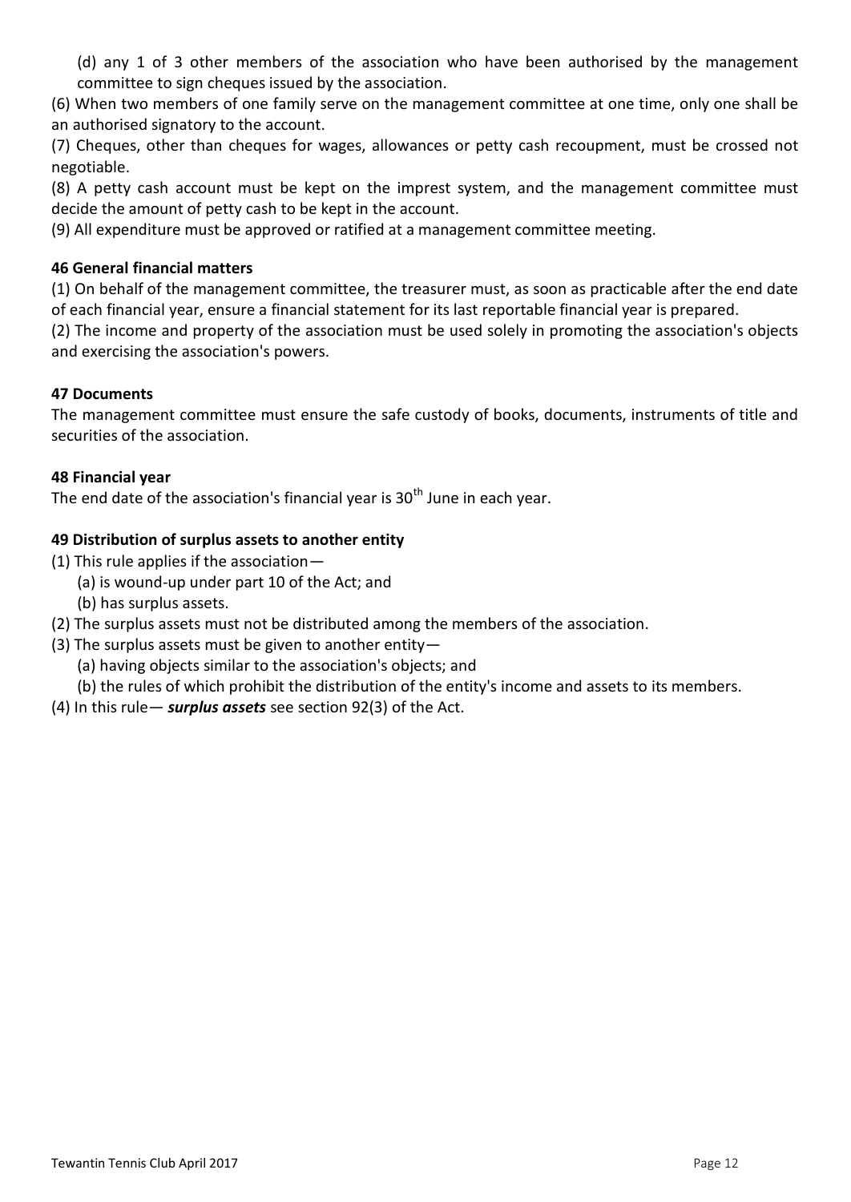(d) any 1 of 3 other members of the association who have been authorised by the management committee to sign cheques issued by the association.

(6) When two members of one family serve on the management committee at one time, only one shall be an authorised signatory to the account.

(7) Cheques, other than cheques for wages, allowances or petty cash recoupment, must be crossed not negotiable.

(8) A petty cash account must be kept on the imprest system, and the management committee must decide the amount of petty cash to be kept in the account.

(9) All expenditure must be approved or ratified at a management committee meeting.

**46 General financial matters**

(1) On behalf of the management committee, the treasurer must, as soon as practicable after the end date of each financial year, ensure a financial statement for its last reportable financial year is prepared.

(2) The income and property of the association must be used solely in promoting the association's objects and exercising the association's powers.

**47 Documents**

The management committee must ensure the safe custody of books, documents, instruments of title and securities of the association.

**48 Financial year**

The end date of the association's financial year is 30th June in each year.

**49 Distribution of surplus assets to another entity**

(1) This rule applies if the association—

(a) is wound-up under part 10 of the Act; and

(b) has surplus assets.

(2) The surplus assets must not be distributed among the members of the association.

(3) The surplus assets must be given to another entity—

(a) having objects similar to the association's objects; and

(b) the rules of which prohibit the distribution of the entity's income and assets to its members.

(4) In this rule— ***surplus assets*** see section 92(3) of the Act.